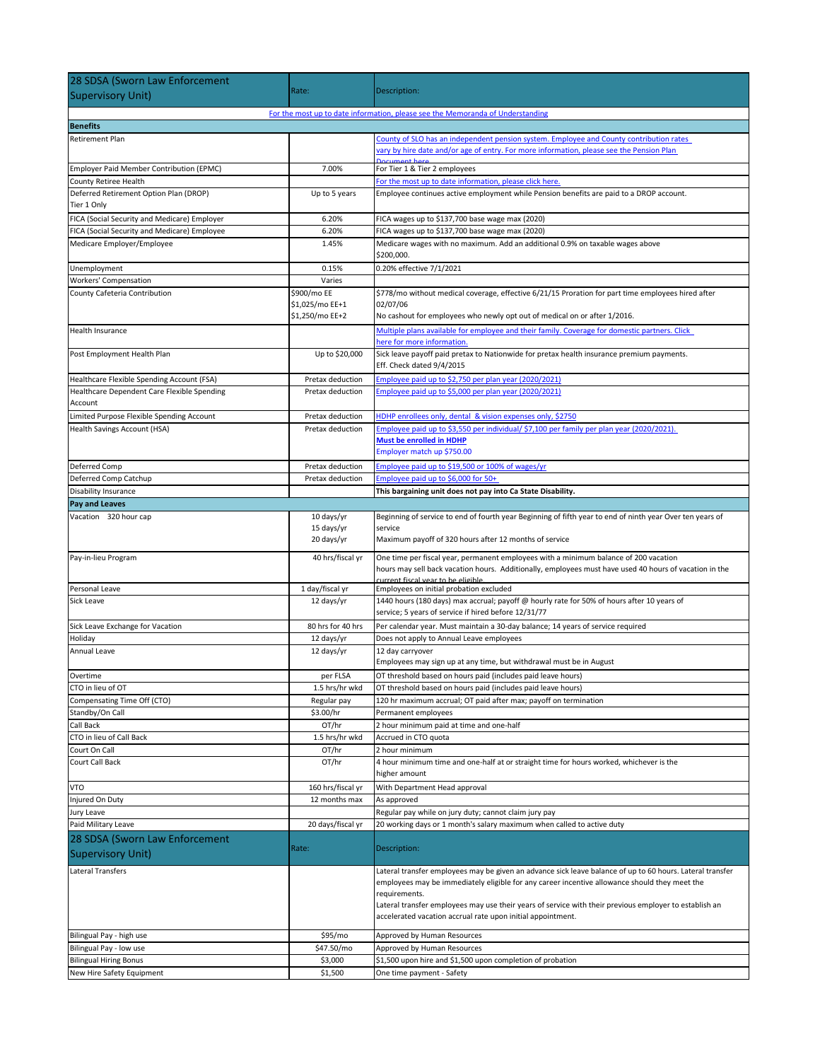| 28 SDSA (Sworn Law Enforcement Supervisory Unit) | Rate: | Description: |
|---|---|---|
| For the most up to date information, please see the Memoranda of Understanding | | |
| **Benefits** | | |
| Retirement Plan | | County of SLO has an independent pension system. Employee and County contribution rates vary by hire date and/or age of entry. For more information, please see the Pension Plan Document here |
| Employer Paid Member Contribution (EPMC) | 7.00% | For Tier 1 & Tier 2 employees |
| County Retiree Health | | For the most up to date information, please click here. |
| Deferred Retirement Option Plan (DROP) Tier 1 Only | Up to 5 years | Employee continues active employment while Pension benefits are paid to a DROP account. |
| FICA (Social Security and Medicare) Employer | 6.20% | FICA wages up to $137,700 base wage max (2020) |
| FICA (Social Security and Medicare) Employee | 6.20% | FICA wages up to $137,700 base wage max (2020) |
| Medicare Employer/Employee | 1.45% | Medicare wages with no maximum. Add an additional 0.9% on taxable wages above $200,000. |
| Unemployment | 0.15% | 0.20% effective 7/1/2021 |
| Workers' Compensation | Varies | |
| County Cafeteria Contribution | $900/mo EE<br>$1,025/mo EE+1<br>$1,250/mo EE+2 | $778/mo without medical coverage, effective 6/21/15 Proration for part time employees hired after 02/07/06<br>No cashout for employees who newly opt out of medical on or after 1/2016. |
| Health Insurance | | Multiple plans available for employee and their family. Coverage for domestic partners. Click here for more information. |
| Post Employment Health Plan | Up to $20,000 | Sick leave payoff paid pretax to Nationwide for pretax health insurance premium payments. Eff. Check dated 9/4/2015 |
| Healthcare Flexible Spending Account (FSA) | Pretax deduction | Employee paid up to $2,750 per plan year (2020/2021) |
| Healthcare Dependent Care Flexible Spending Account | Pretax deduction | Employee paid up to $5,000 per plan year (2020/2021) |
| Limited Purpose Flexible Spending Account | Pretax deduction | HDHP enrollees only, dental & vision expenses only, $2750 |
| Health Savings Account (HSA) | Pretax deduction | Employee paid up to $3,550 per individual/ $7,100 per family per plan year (2020/2021).<br>**Must be enrolled in HDHP**<br>Employer match up $750.00 |
| Deferred Comp | Pretax deduction | Employee paid up to $19,500 or 100% of wages/yr |
| Deferred Comp Catchup | Pretax deduction | Employee paid up to $6,000 for 50+ |
| Disability Insurance | | **This bargaining unit does not pay into Ca State Disability.** |
| **Pay and Leaves** | | |
| Vacation 320 hour cap | 10 days/yr<br>15 days/yr<br>20 days/yr | Beginning of service to end of fourth year Beginning of fifth year to end of ninth year Over ten years of service<br>Maximum payoff of 320 hours after 12 months of service |
| Pay-in-lieu Program | 40 hrs/fiscal yr | One time per fiscal year, permanent employees with a minimum balance of 200 vacation hours may sell back vacation hours. Additionally, employees must have used 40 hours of vacation in the current fiscal year to be eligible. |
| Personal Leave | 1 day/fiscal yr | Employees on initial probation excluded |
| Sick Leave | 12 days/yr | 1440 hours (180 days) max accrual; payoff @ hourly rate for 50% of hours after 10 years of service; 5 years of service if hired before 12/31/77 |
| Sick Leave Exchange for Vacation | 80 hrs for 40 hrs | Per calendar year. Must maintain a 30-day balance; 14 years of service required |
| Holiday | 12 days/yr | Does not apply to Annual Leave employees |
| Annual Leave | 12 days/yr | 12 day carryover<br>Employees may sign up at any time, but withdrawal must be in August |
| Overtime | per FLSA | OT threshold based on hours paid (includes paid leave hours) |
| CTO in lieu of OT | 1.5 hrs/hr wkd | OT threshold based on hours paid (includes paid leave hours) |
| Compensating Time Off (CTO) | Regular pay | 120 hr maximum accrual; OT paid after max; payoff on termination |
| Standby/On Call | $3.00/hr | Permanent employees |
| Call Back | OT/hr | 2 hour minimum paid at time and one-half |
| CTO in lieu of Call Back | 1.5 hrs/hr wkd | Accrued in CTO quota |
| Court On Call | OT/hr | 2 hour minimum |
| Court Call Back | OT/hr | 4 hour minimum time and one-half at or straight time for hours worked, whichever is the higher amount |
| VTO | 160 hrs/fiscal yr | With Department Head approval |
| Injured On Duty | 12 months max | As approved |
| Jury Leave | | Regular pay while on jury duty; cannot claim jury pay |
| Paid Military Leave | 20 days/fiscal yr | 20 working days or 1 month's salary maximum when called to active duty |

| 28 SDSA (Sworn Law Enforcement Supervisory Unit) | Rate: | Description: |
|---|---|---|
| Lateral Transfers | | Lateral transfer employees may be given an advance sick leave balance of up to 60 hours. Lateral transfer employees may be immediately eligible for any career incentive allowance should they meet the requirements.<br>Lateral transfer employees may use their years of service with their previous employer to establish an accelerated vacation accrual rate upon initial appointment. |
| Bilingual Pay - high use | $95/mo | Approved by Human Resources |
| Bilingual Pay - low use | $47.50/mo | Approved by Human Resources |
| Bilingual Hiring Bonus | $3,000 | $1,500 upon hire and $1,500 upon completion of probation |
| New Hire Safety Equipment | $1,500 | One time payment - Safety |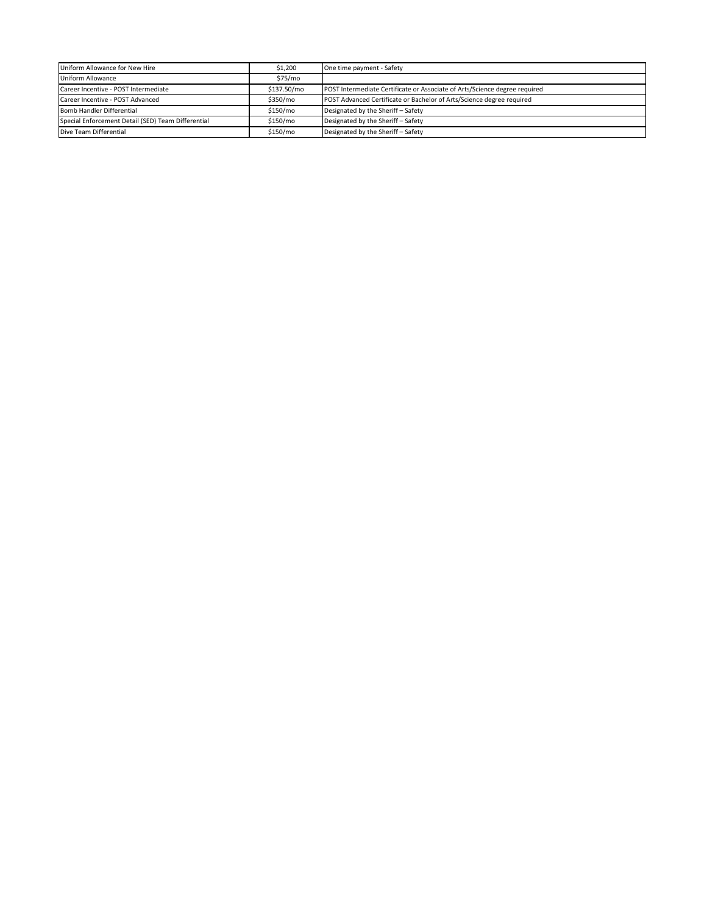| | | |
|---|---|---|
| Uniform Allowance for New Hire | $1,200 | One time payment - Safety |
| Uniform Allowance | $75/mo | |
| Career Incentive - POST Intermediate | $137.50/mo | POST Intermediate Certificate or Associate of Arts/Science degree required |
| Career Incentive - POST Advanced | $350/mo | POST Advanced Certificate or Bachelor of Arts/Science degree required |
| Bomb Handler Differential | $150/mo | Designated by the Sheriff – Safety |
| Special Enforcement Detail (SED) Team Differential | $150/mo | Designated by the Sheriff – Safety |
| Dive Team Differential | $150/mo | Designated by the Sheriff – Safety |